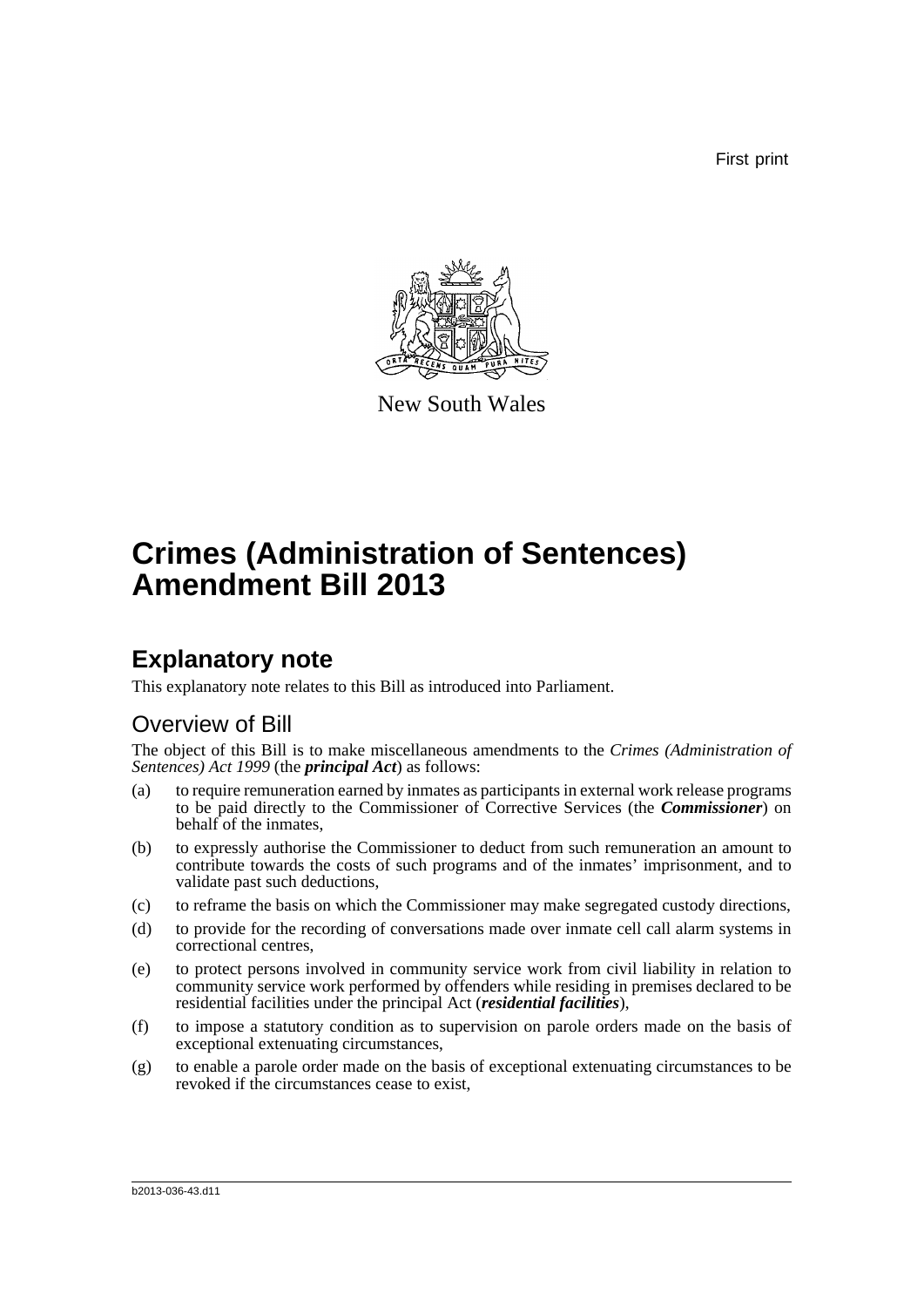First print

New South Wales

# Crimes (Administration of Sentences) Amendment Bill 2013

## Explanatory note

This explanatory note relates to this Bill as introduced into Parliament.

### Overview of Bill

The object of this Bill is to make miscellaneous amendments to the *Crimes (Administration of Sentences) Act 1999* (the ***principal Act***) as follows:

(a) to require remuneration earned by inmates as participants in external work release programs to be paid directly to the Commissioner of Corrective Services (the ***Commissioner***) on behalf of the inmates,

(b) to expressly authorise the Commissioner to deduct from such remuneration an amount to contribute towards the costs of such programs and of the inmates' imprisonment, and to validate past such deductions,

(c) to reframe the basis on which the Commissioner may make segregated custody directions,

(d) to provide for the recording of conversations made over inmate cell call alarm systems in correctional centres,

(e) to protect persons involved in community service work from civil liability in relation to community service work performed by offenders while residing in premises declared to be residential facilities under the principal Act (***residential facilities***),

(f) to impose a statutory condition as to supervision on parole orders made on the basis of exceptional extenuating circumstances,

(g) to enable a parole order made on the basis of exceptional extenuating circumstances to be revoked if the circumstances cease to exist,

b2013-036-43.d11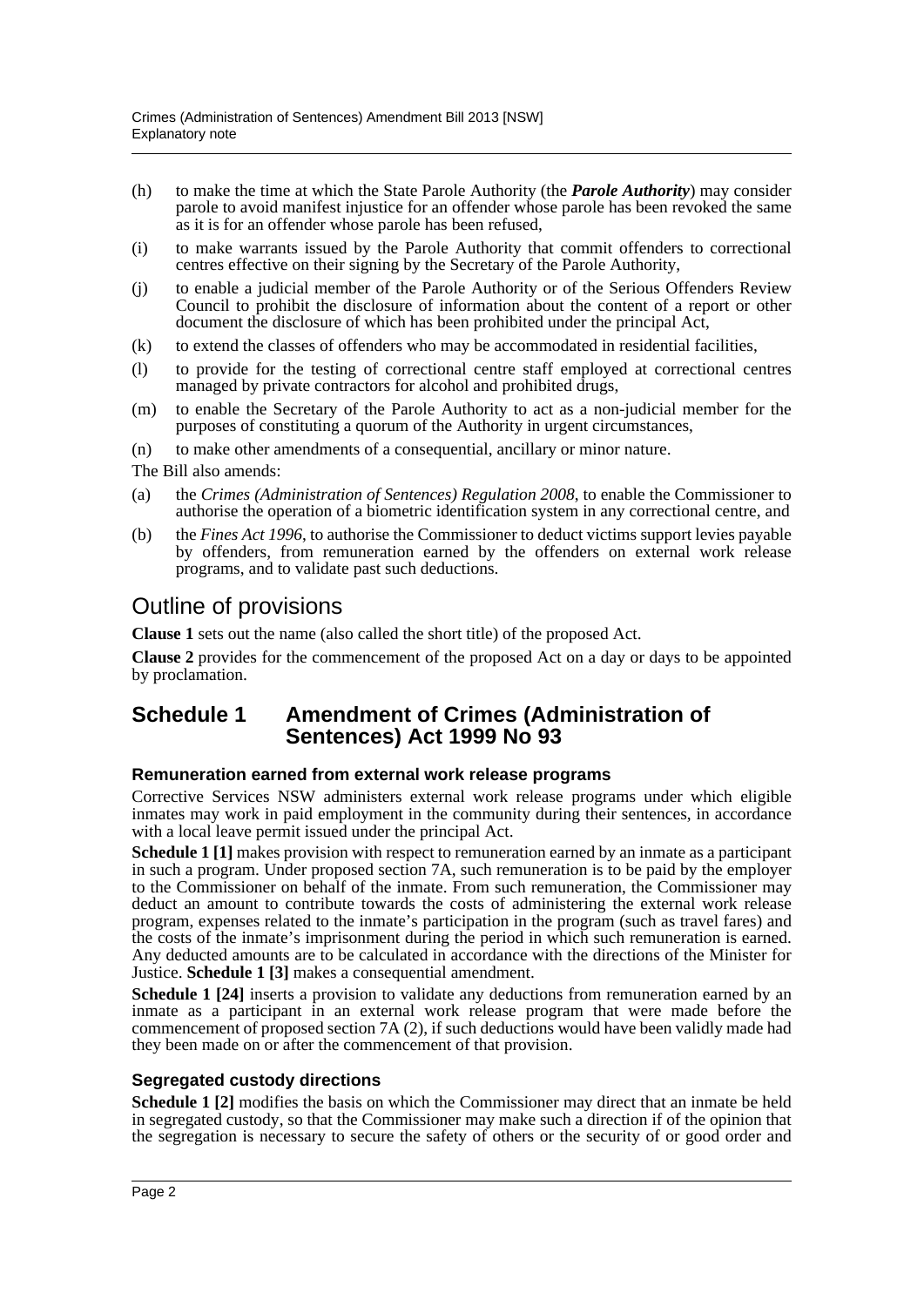(h) to make the time at which the State Parole Authority (the ***Parole Authority***) may consider parole to avoid manifest injustice for an offender whose parole has been revoked the same as it is for an offender whose parole has been refused,

(i) to make warrants issued by the Parole Authority that commit offenders to correctional centres effective on their signing by the Secretary of the Parole Authority,

(j) to enable a judicial member of the Parole Authority or of the Serious Offenders Review Council to prohibit the disclosure of information about the content of a report or other document the disclosure of which has been prohibited under the principal Act,

(k) to extend the classes of offenders who may be accommodated in residential facilities,

(l) to provide for the testing of correctional centre staff employed at correctional centres managed by private contractors for alcohol and prohibited drugs,

(m) to enable the Secretary of the Parole Authority to act as a non-judicial member for the purposes of constituting a quorum of the Authority in urgent circumstances,

(n) to make other amendments of a consequential, ancillary or minor nature.

The Bill also amends:

(a) the *Crimes (Administration of Sentences) Regulation 2008*, to enable the Commissioner to authorise the operation of a biometric identification system in any correctional centre, and

(b) the *Fines Act 1996*, to authorise the Commissioner to deduct victims support levies payable by offenders, from remuneration earned by the offenders on external work release programs, and to validate past such deductions.

# Outline of provisions

**Clause 1** sets out the name (also called the short title) of the proposed Act.

**Clause 2** provides for the commencement of the proposed Act on a day or days to be appointed by proclamation.

## Schedule 1 Amendment of Crimes (Administration of Sentences) Act 1999 No 93

### Remuneration earned from external work release programs

Corrective Services NSW administers external work release programs under which eligible inmates may work in paid employment in the community during their sentences, in accordance with a local leave permit issued under the principal Act.

**Schedule 1 [1]** makes provision with respect to remuneration earned by an inmate as a participant in such a program. Under proposed section 7A, such remuneration is to be paid by the employer to the Commissioner on behalf of the inmate. From such remuneration, the Commissioner may deduct an amount to contribute towards the costs of administering the external work release program, expenses related to the inmate's participation in the program (such as travel fares) and the costs of the inmate's imprisonment during the period in which such remuneration is earned. Any deducted amounts are to be calculated in accordance with the directions of the Minister for Justice. **Schedule 1 [3]** makes a consequential amendment.

**Schedule 1 [24]** inserts a provision to validate any deductions from remuneration earned by an inmate as a participant in an external work release program that were made before the commencement of proposed section 7A (2), if such deductions would have been validly made had they been made on or after the commencement of that provision.

### Segregated custody directions

**Schedule 1 [2]** modifies the basis on which the Commissioner may direct that an inmate be held in segregated custody, so that the Commissioner may make such a direction if of the opinion that the segregation is necessary to secure the safety of others or the security of or good order and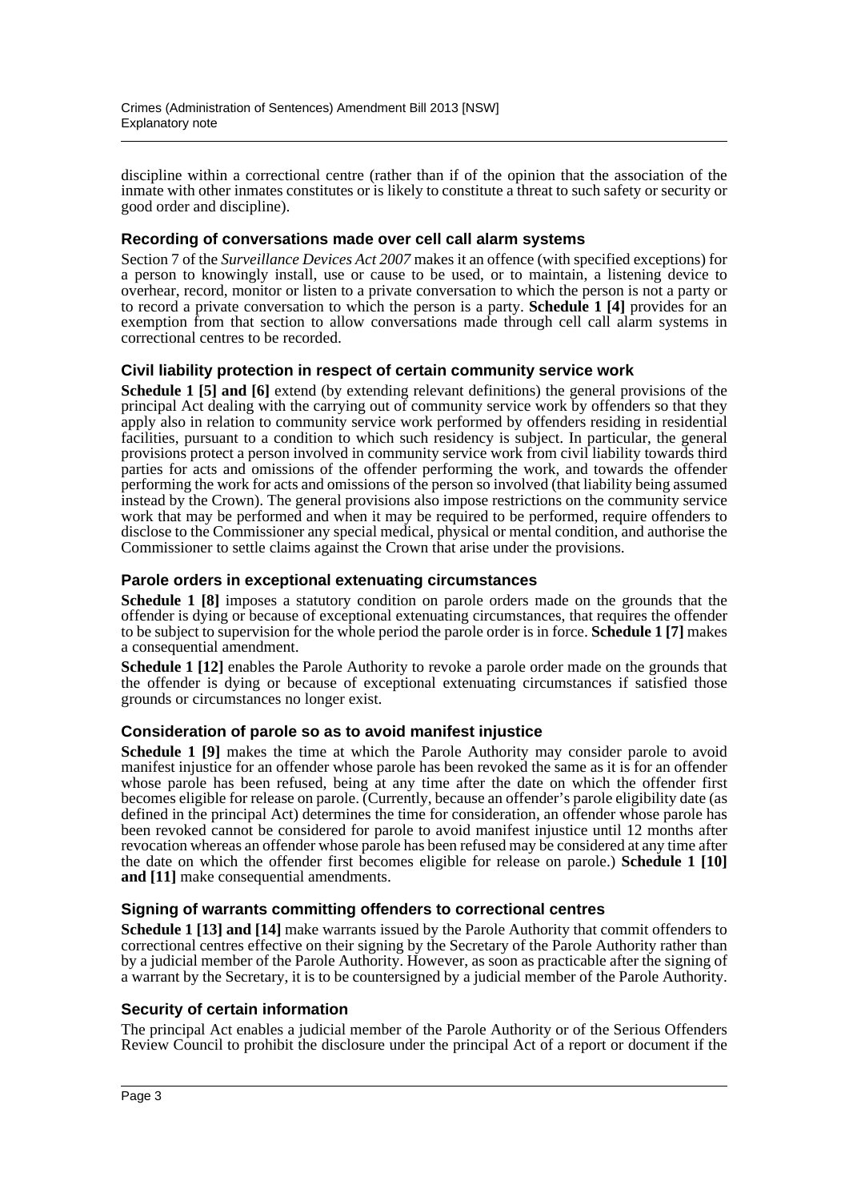discipline within a correctional centre (rather than if of the opinion that the association of the inmate with other inmates constitutes or is likely to constitute a threat to such safety or security or good order and discipline).

### Recording of conversations made over cell call alarm systems

Section 7 of the *Surveillance Devices Act 2007* makes it an offence (with specified exceptions) for a person to knowingly install, use or cause to be used, or to maintain, a listening device to overhear, record, monitor or listen to a private conversation to which the person is not a party or to record a private conversation to which the person is a party. **Schedule 1 [4]** provides for an exemption from that section to allow conversations made through cell call alarm systems in correctional centres to be recorded.

### Civil liability protection in respect of certain community service work

**Schedule 1 [5] and [6]** extend (by extending relevant definitions) the general provisions of the principal Act dealing with the carrying out of community service work by offenders so that they apply also in relation to community service work performed by offenders residing in residential facilities, pursuant to a condition to which such residency is subject. In particular, the general provisions protect a person involved in community service work from civil liability towards third parties for acts and omissions of the offender performing the work, and towards the offender performing the work for acts and omissions of the person so involved (that liability being assumed instead by the Crown). The general provisions also impose restrictions on the community service work that may be performed and when it may be required to be performed, require offenders to disclose to the Commissioner any special medical, physical or mental condition, and authorise the Commissioner to settle claims against the Crown that arise under the provisions.

### Parole orders in exceptional extenuating circumstances

**Schedule 1 [8]** imposes a statutory condition on parole orders made on the grounds that the offender is dying or because of exceptional extenuating circumstances, that requires the offender to be subject to supervision for the whole period the parole order is in force. **Schedule 1 [7]** makes a consequential amendment.

**Schedule 1 [12]** enables the Parole Authority to revoke a parole order made on the grounds that the offender is dying or because of exceptional extenuating circumstances if satisfied those grounds or circumstances no longer exist.

### Consideration of parole so as to avoid manifest injustice

**Schedule 1 [9]** makes the time at which the Parole Authority may consider parole to avoid manifest injustice for an offender whose parole has been revoked the same as it is for an offender whose parole has been refused, being at any time after the date on which the offender first becomes eligible for release on parole. (Currently, because an offender's parole eligibility date (as defined in the principal Act) determines the time for consideration, an offender whose parole has been revoked cannot be considered for parole to avoid manifest injustice until 12 months after revocation whereas an offender whose parole has been refused may be considered at any time after the date on which the offender first becomes eligible for release on parole.) **Schedule 1 [10] and [11]** make consequential amendments.

### Signing of warrants committing offenders to correctional centres

**Schedule 1 [13] and [14]** make warrants issued by the Parole Authority that commit offenders to correctional centres effective on their signing by the Secretary of the Parole Authority rather than by a judicial member of the Parole Authority. However, as soon as practicable after the signing of a warrant by the Secretary, it is to be countersigned by a judicial member of the Parole Authority.

### Security of certain information

The principal Act enables a judicial member of the Parole Authority or of the Serious Offenders Review Council to prohibit the disclosure under the principal Act of a report or document if the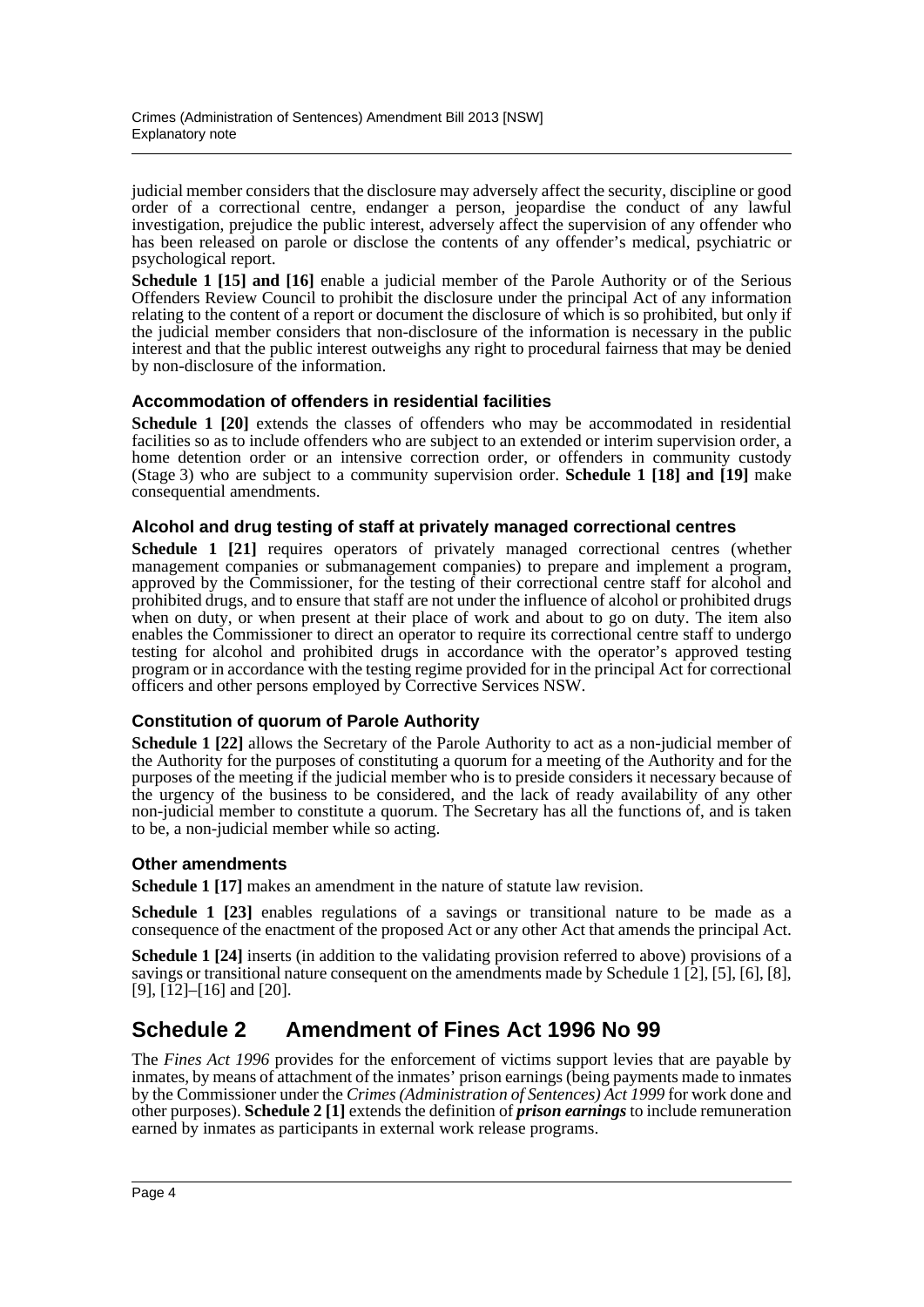judicial member considers that the disclosure may adversely affect the security, discipline or good order of a correctional centre, endanger a person, jeopardise the conduct of any lawful investigation, prejudice the public interest, adversely affect the supervision of any offender who has been released on parole or disclose the contents of any offender's medical, psychiatric or psychological report.

**Schedule 1 [15] and [16]** enable a judicial member of the Parole Authority or of the Serious Offenders Review Council to prohibit the disclosure under the principal Act of any information relating to the content of a report or document the disclosure of which is so prohibited, but only if the judicial member considers that non-disclosure of the information is necessary in the public interest and that the public interest outweighs any right to procedural fairness that may be denied by non-disclosure of the information.

### Accommodation of offenders in residential facilities

**Schedule 1 [20]** extends the classes of offenders who may be accommodated in residential facilities so as to include offenders who are subject to an extended or interim supervision order, a home detention order or an intensive correction order, or offenders in community custody (Stage 3) who are subject to a community supervision order. **Schedule 1 [18] and [19]** make consequential amendments.

### Alcohol and drug testing of staff at privately managed correctional centres

**Schedule 1 [21]** requires operators of privately managed correctional centres (whether management companies or submanagement companies) to prepare and implement a program, approved by the Commissioner, for the testing of their correctional centre staff for alcohol and prohibited drugs, and to ensure that staff are not under the influence of alcohol or prohibited drugs when on duty, or when present at their place of work and about to go on duty. The item also enables the Commissioner to direct an operator to require its correctional centre staff to undergo testing for alcohol and prohibited drugs in accordance with the operator's approved testing program or in accordance with the testing regime provided for in the principal Act for correctional officers and other persons employed by Corrective Services NSW.

### Constitution of quorum of Parole Authority

**Schedule 1 [22]** allows the Secretary of the Parole Authority to act as a non-judicial member of the Authority for the purposes of constituting a quorum for a meeting of the Authority and for the purposes of the meeting if the judicial member who is to preside considers it necessary because of the urgency of the business to be considered, and the lack of ready availability of any other non-judicial member to constitute a quorum. The Secretary has all the functions of, and is taken to be, a non-judicial member while so acting.

### Other amendments

**Schedule 1 [17]** makes an amendment in the nature of statute law revision.

**Schedule 1 [23]** enables regulations of a savings or transitional nature to be made as a consequence of the enactment of the proposed Act or any other Act that amends the principal Act.

**Schedule 1 [24]** inserts (in addition to the validating provision referred to above) provisions of a savings or transitional nature consequent on the amendments made by Schedule 1 [2], [5], [6], [8], [9], [12]–[16] and [20].

## Schedule 2 Amendment of Fines Act 1996 No 99

The *Fines Act 1996* provides for the enforcement of victims support levies that are payable by inmates, by means of attachment of the inmates' prison earnings (being payments made to inmates by the Commissioner under the *Crimes (Administration of Sentences) Act 1999* for work done and other purposes). **Schedule 2 [1]** extends the definition of ***prison earnings*** to include remuneration earned by inmates as participants in external work release programs.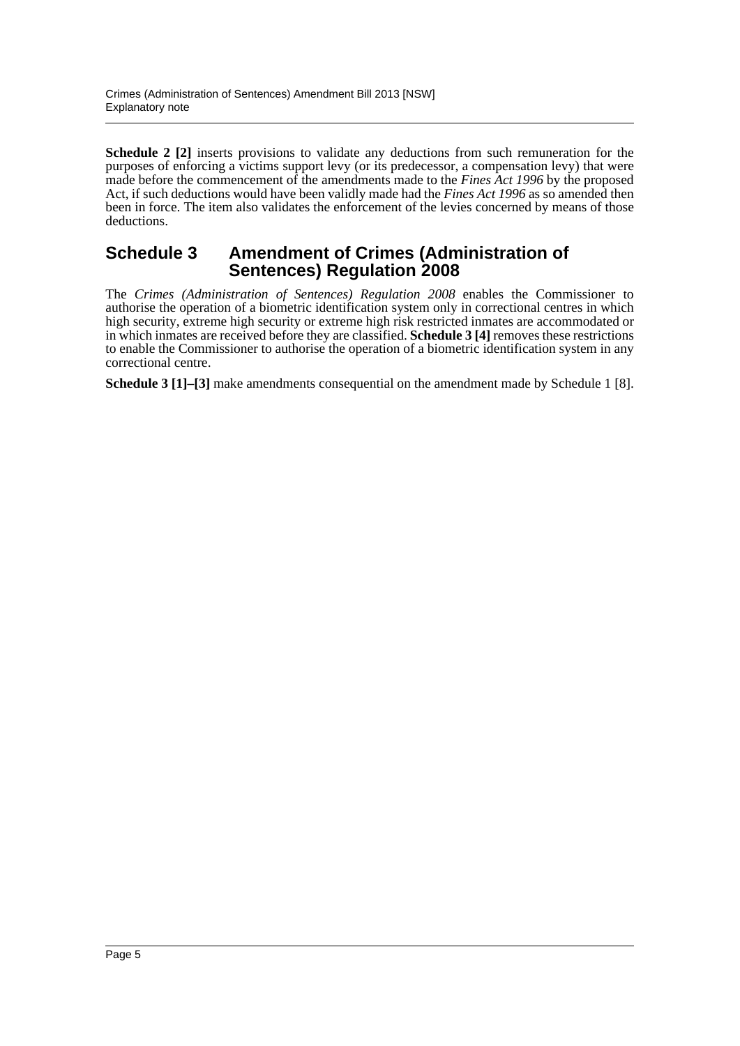**Schedule 2 [2]** inserts provisions to validate any deductions from such remuneration for the purposes of enforcing a victims support levy (or its predecessor, a compensation levy) that were made before the commencement of the amendments made to the *Fines Act 1996* by the proposed Act, if such deductions would have been validly made had the *Fines Act 1996* as so amended then been in force. The item also validates the enforcement of the levies concerned by means of those deductions.

## Schedule 3 Amendment of Crimes (Administration of Sentences) Regulation 2008

The *Crimes (Administration of Sentences) Regulation 2008* enables the Commissioner to authorise the operation of a biometric identification system only in correctional centres in which high security, extreme high security or extreme high risk restricted inmates are accommodated or in which inmates are received before they are classified. **Schedule 3 [4]** removes these restrictions to enable the Commissioner to authorise the operation of a biometric identification system in any correctional centre.

**Schedule 3 [1]–[3]** make amendments consequential on the amendment made by Schedule 1 [8].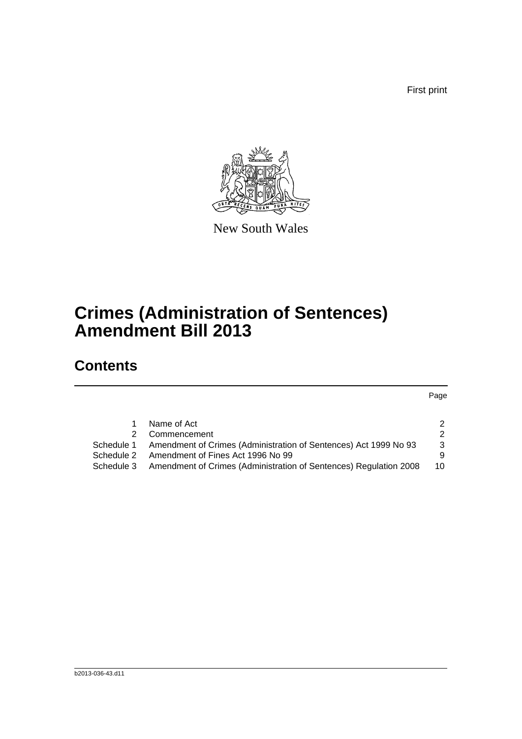First print

New South Wales

# Crimes (Administration of Sentences) Amendment Bill 2013

## Contents

| | | Page |
|---|---|---|
| 1 | Name of Act | 2 |
| 2 | Commencement | 2 |
| Schedule 1 | Amendment of Crimes (Administration of Sentences) Act 1999 No 93 | 3 |
| Schedule 2 | Amendment of Fines Act 1996 No 99 | 9 |
| Schedule 3 | Amendment of Crimes (Administration of Sentences) Regulation 2008 | 10 |

b2013-036-43.d11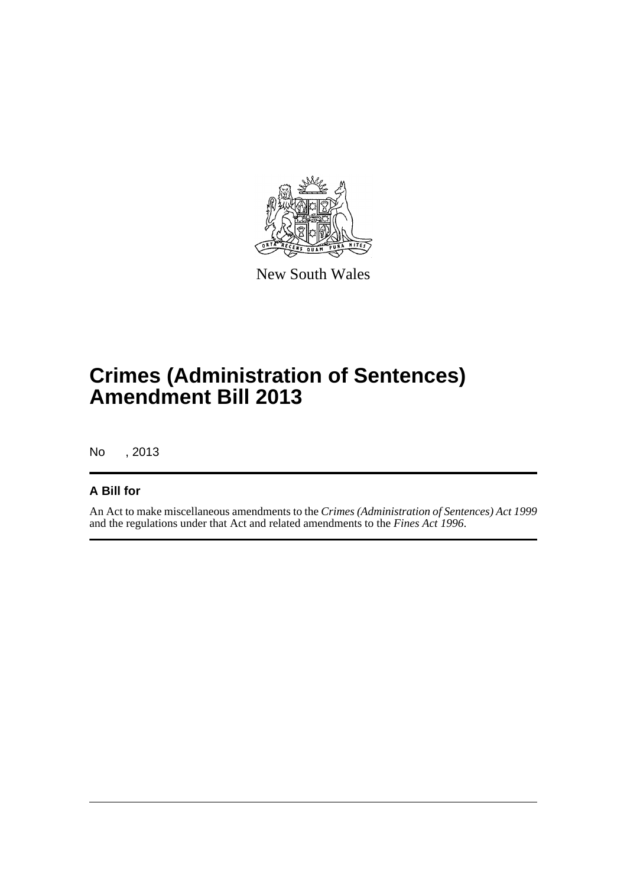New South Wales

# Crimes (Administration of Sentences) Amendment Bill 2013

No , 2013

## A Bill for

An Act to make miscellaneous amendments to the *Crimes (Administration of Sentences) Act 1999* and the regulations under that Act and related amendments to the *Fines Act 1996*.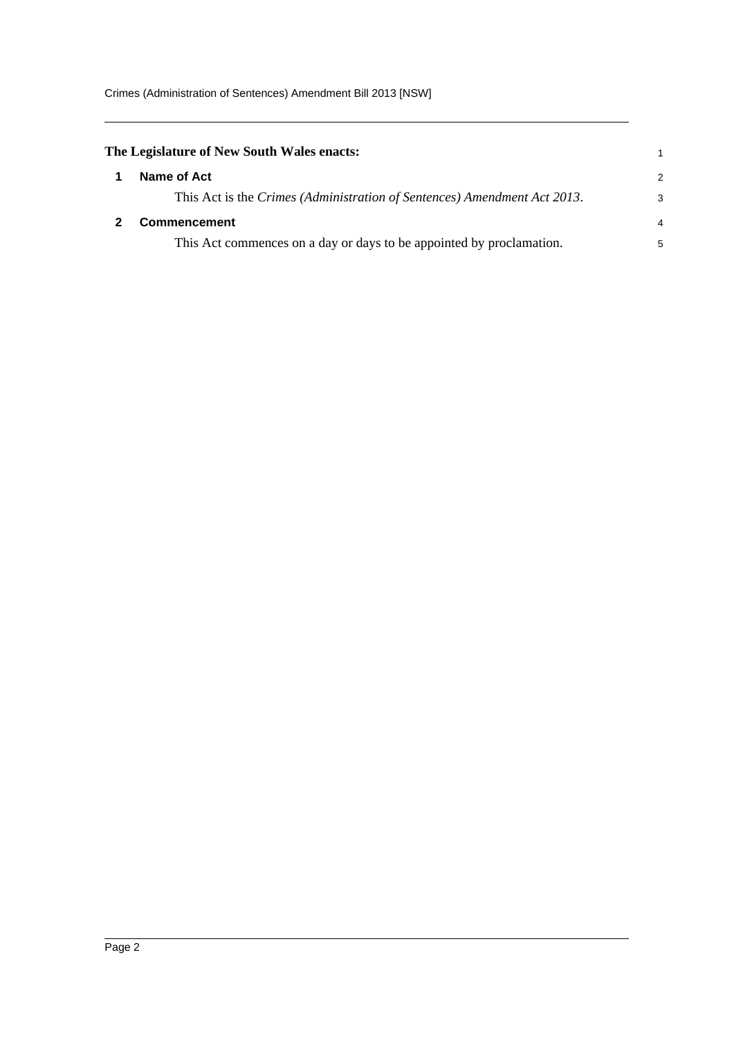**The Legislature of New South Wales enacts:**

## 1 Name of Act

This Act is the *Crimes (Administration of Sentences) Amendment Act 2013*.

## 2 Commencement

This Act commences on a day or days to be appointed by proclamation.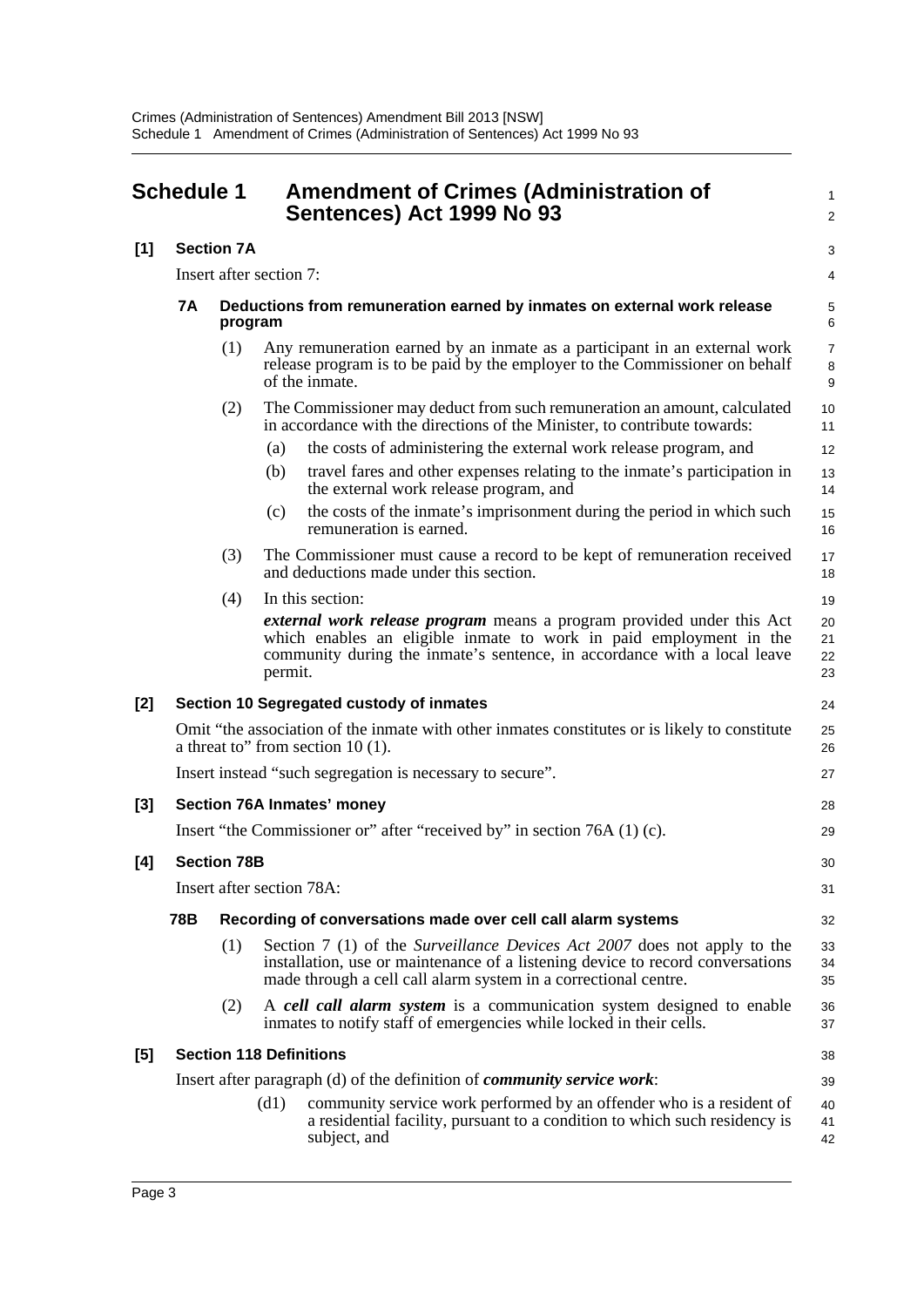# Schedule 1 Amendment of Crimes (Administration of Sentences) Act 1999 No 93

## [1] Section 7A

Insert after section 7:

### 7A Deductions from remuneration earned by inmates on external work release program

(1) Any remuneration earned by an inmate as a participant in an external work release program is to be paid by the employer to the Commissioner on behalf of the inmate.

(2) The Commissioner may deduct from such remuneration an amount, calculated in accordance with the directions of the Minister, to contribute towards:

(a) the costs of administering the external work release program, and

(b) travel fares and other expenses relating to the inmate's participation in the external work release program, and

(c) the costs of the inmate's imprisonment during the period in which such remuneration is earned.

(3) The Commissioner must cause a record to be kept of remuneration received and deductions made under this section.

(4) In this section:

***external work release program*** means a program provided under this Act which enables an eligible inmate to work in paid employment in the community during the inmate's sentence, in accordance with a local leave permit.

## [2] Section 10 Segregated custody of inmates

Omit "the association of the inmate with other inmates constitutes or is likely to constitute a threat to" from section 10 (1).

Insert instead "such segregation is necessary to secure".

## [3] Section 76A Inmates' money

Insert "the Commissioner or" after "received by" in section 76A (1) (c).

## [4] Section 78B

Insert after section 78A:

### 78B Recording of conversations made over cell call alarm systems

(1) Section 7 (1) of the *Surveillance Devices Act 2007* does not apply to the installation, use or maintenance of a listening device to record conversations made through a cell call alarm system in a correctional centre.

(2) A ***cell call alarm system*** is a communication system designed to enable inmates to notify staff of emergencies while locked in their cells.

## [5] Section 118 Definitions

Insert after paragraph (d) of the definition of ***community service work***:

(d1) community service work performed by an offender who is a resident of a residential facility, pursuant to a condition to which such residency is subject, and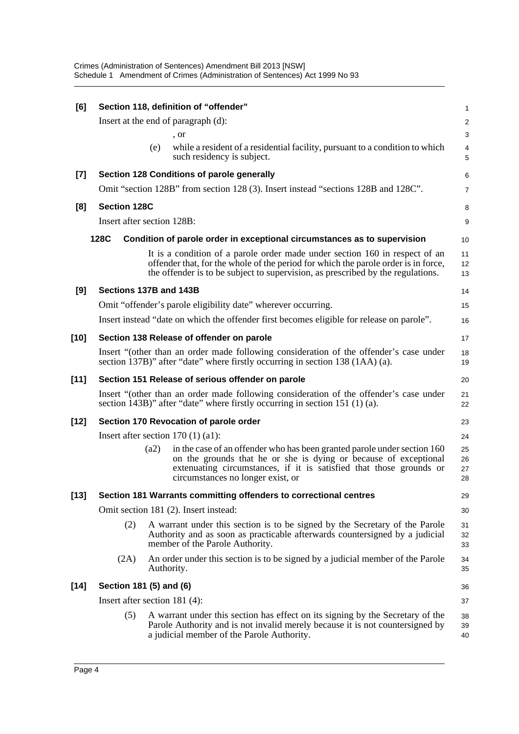**[6] Section 118, definition of "offender"**

Insert at the end of paragraph (d):

, or

(e) while a resident of a residential facility, pursuant to a condition to which such residency is subject.

**[7] Section 128 Conditions of parole generally**

Omit "section 128B" from section 128 (3). Insert instead "sections 128B and 128C".

**[8] Section 128C**

Insert after section 128B:

**128C Condition of parole order in exceptional circumstances as to supervision**

It is a condition of a parole order made under section 160 in respect of an offender that, for the whole of the period for which the parole order is in force, the offender is to be subject to supervision, as prescribed by the regulations.

**[9] Sections 137B and 143B**

Omit "offender's parole eligibility date" wherever occurring.

Insert instead "date on which the offender first becomes eligible for release on parole".

**[10] Section 138 Release of offender on parole**

Insert "(other than an order made following consideration of the offender's case under section 137B)" after "date" where firstly occurring in section 138 (1AA) (a).

**[11] Section 151 Release of serious offender on parole**

Insert "(other than an order made following consideration of the offender's case under section 143B)" after "date" where firstly occurring in section 151 (1) (a).

**[12] Section 170 Revocation of parole order**

Insert after section 170 (1) (a1):

(a2) in the case of an offender who has been granted parole under section 160 on the grounds that he or she is dying or because of exceptional extenuating circumstances, if it is satisfied that those grounds or circumstances no longer exist, or

**[13] Section 181 Warrants committing offenders to correctional centres**

Omit section 181 (2). Insert instead:

(2) A warrant under this section is to be signed by the Secretary of the Parole Authority and as soon as practicable afterwards countersigned by a judicial member of the Parole Authority.

(2A) An order under this section is to be signed by a judicial member of the Parole Authority.

**[14] Section 181 (5) and (6)**

Insert after section 181 (4):

(5) A warrant under this section has effect on its signing by the Secretary of the Parole Authority and is not invalid merely because it is not countersigned by a judicial member of the Parole Authority.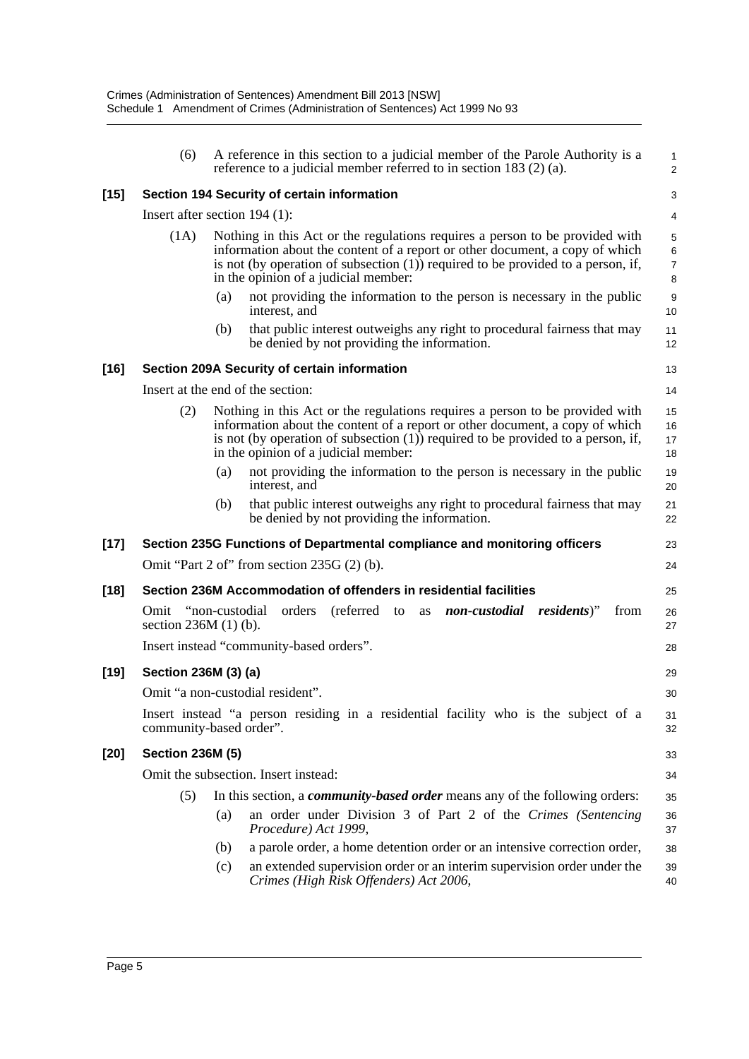(6) A reference in this section to a judicial member of the Parole Authority is a reference to a judicial member referred to in section 183 (2) (a).

**[15] Section 194 Security of certain information**

Insert after section 194 (1):

(1A) Nothing in this Act or the regulations requires a person to be provided with information about the content of a report or other document, a copy of which is not (by operation of subsection (1)) required to be provided to a person, if, in the opinion of a judicial member:

(a) not providing the information to the person is necessary in the public interest, and

(b) that public interest outweighs any right to procedural fairness that may be denied by not providing the information.

**[16] Section 209A Security of certain information**

Insert at the end of the section:

(2) Nothing in this Act or the regulations requires a person to be provided with information about the content of a report or other document, a copy of which is not (by operation of subsection (1)) required to be provided to a person, if, in the opinion of a judicial member:

(a) not providing the information to the person is necessary in the public interest, and

(b) that public interest outweighs any right to procedural fairness that may be denied by not providing the information.

**[17] Section 235G Functions of Departmental compliance and monitoring officers**

Omit "Part 2 of" from section 235G (2) (b).

**[18] Section 236M Accommodation of offenders in residential facilities**

Omit "non-custodial orders (referred to as ***non-custodial residents***)" from section 236M (1) (b).

Insert instead "community-based orders".

**[19] Section 236M (3) (a)**

Omit "a non-custodial resident".

Insert instead "a person residing in a residential facility who is the subject of a community-based order".

**[20] Section 236M (5)**

Omit the subsection. Insert instead:

(5) In this section, a ***community-based order*** means any of the following orders:

(a) an order under Division 3 of Part 2 of the *Crimes (Sentencing Procedure) Act 1999*,

(b) a parole order, a home detention order or an intensive correction order,

(c) an extended supervision order or an interim supervision order under the *Crimes (High Risk Offenders) Act 2006*,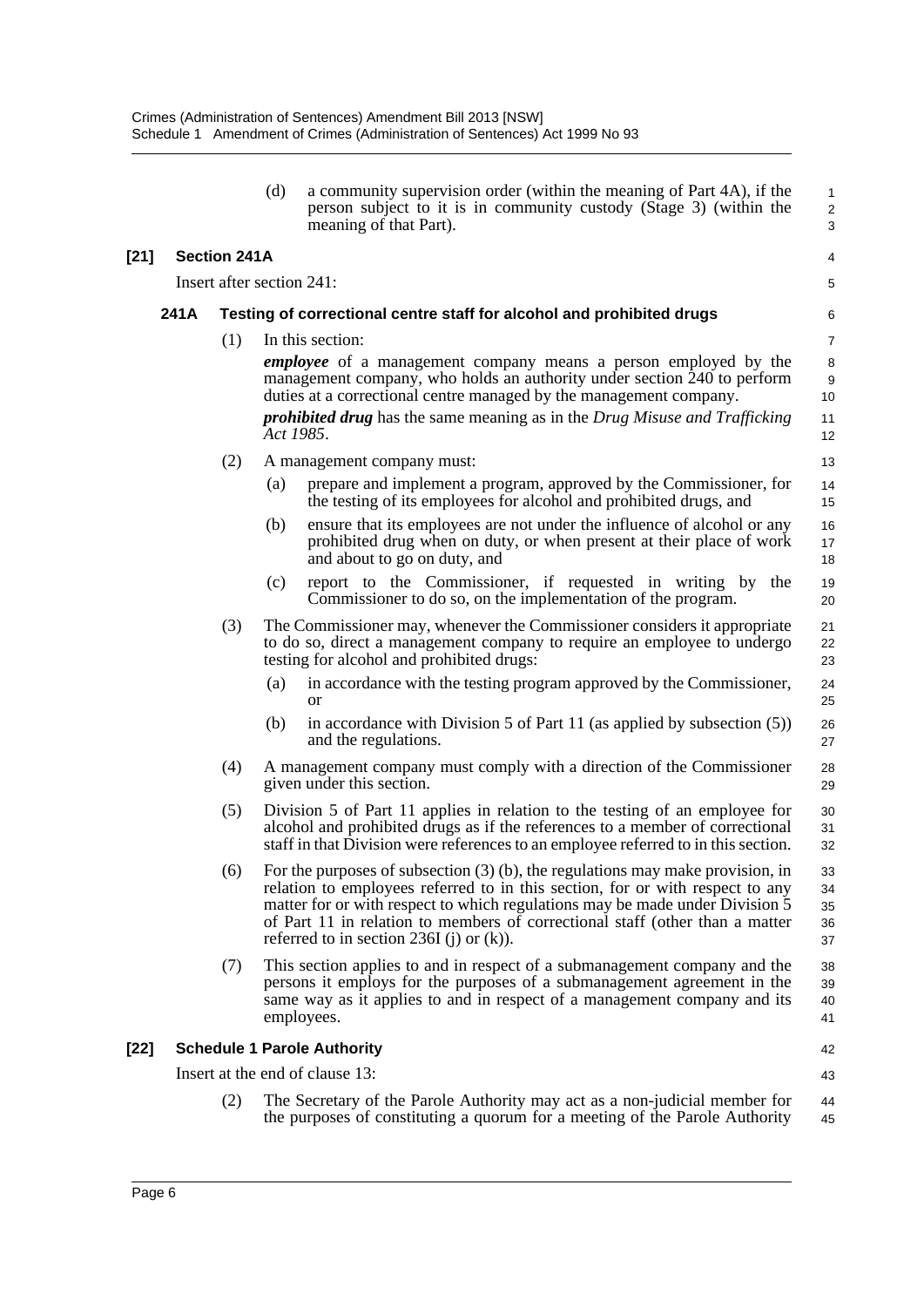(d) a community supervision order (within the meaning of Part 4A), if the person subject to it is in community custody (Stage 3) (within the meaning of that Part).

**[21] Section 241A**

Insert after section 241:

### 241A Testing of correctional centre staff for alcohol and prohibited drugs

(1) In this section:

***employee*** of a management company means a person employed by the management company, who holds an authority under section 240 to perform duties at a correctional centre managed by the management company.

***prohibited drug*** has the same meaning as in the *Drug Misuse and Trafficking Act 1985*.

(2) A management company must:

(a) prepare and implement a program, approved by the Commissioner, for the testing of its employees for alcohol and prohibited drugs, and

(b) ensure that its employees are not under the influence of alcohol or any prohibited drug when on duty, or when present at their place of work and about to go on duty, and

(c) report to the Commissioner, if requested in writing by the Commissioner to do so, on the implementation of the program.

(3) The Commissioner may, whenever the Commissioner considers it appropriate to do so, direct a management company to require an employee to undergo testing for alcohol and prohibited drugs:

(a) in accordance with the testing program approved by the Commissioner, or

(b) in accordance with Division 5 of Part 11 (as applied by subsection (5)) and the regulations.

(4) A management company must comply with a direction of the Commissioner given under this section.

(5) Division 5 of Part 11 applies in relation to the testing of an employee for alcohol and prohibited drugs as if the references to a member of correctional staff in that Division were references to an employee referred to in this section.

(6) For the purposes of subsection (3) (b), the regulations may make provision, in relation to employees referred to in this section, for or with respect to any matter for or with respect to which regulations may be made under Division 5 of Part 11 in relation to members of correctional staff (other than a matter referred to in section 236I (j) or (k)).

(7) This section applies to and in respect of a submanagement company and the persons it employs for the purposes of a submanagement agreement in the same way as it applies to and in respect of a management company and its employees.

**[22] Schedule 1 Parole Authority**

Insert at the end of clause 13:

(2) The Secretary of the Parole Authority may act as a non-judicial member for the purposes of constituting a quorum for a meeting of the Parole Authority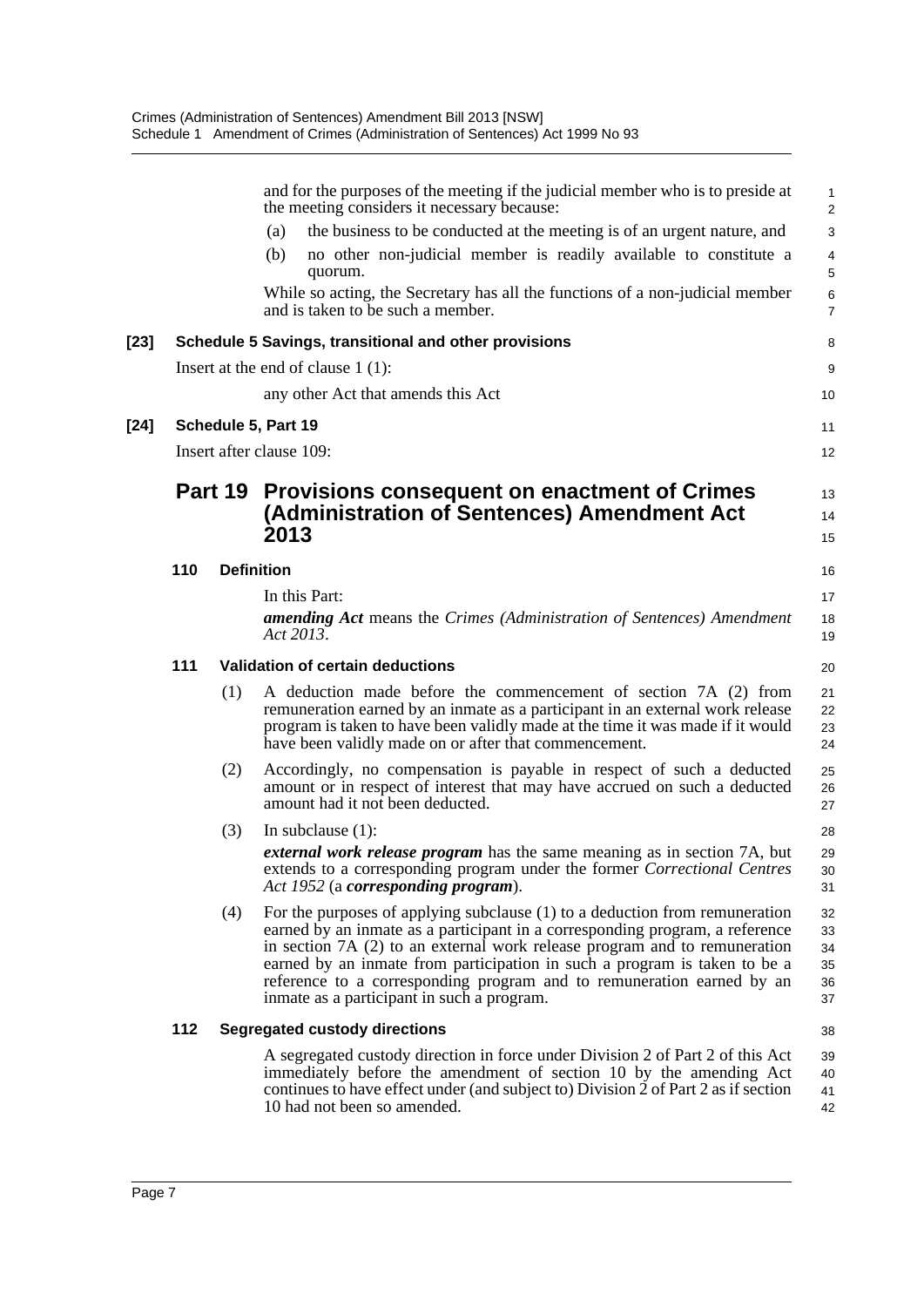and for the purposes of the meeting if the judicial member who is to preside at the meeting considers it necessary because:

(a) the business to be conducted at the meeting is of an urgent nature, and

(b) no other non-judicial member is readily available to constitute a quorum.

While so acting, the Secretary has all the functions of a non-judicial member and is taken to be such a member.

**[23] Schedule 5 Savings, transitional and other provisions**

Insert at the end of clause 1 (1):

any other Act that amends this Act

**[24] Schedule 5, Part 19**

Insert after clause 109:

## Part 19 Provisions consequent on enactment of Crimes (Administration of Sentences) Amendment Act 2013

### 110 Definition

In this Part:

***amending Act*** means the *Crimes (Administration of Sentences) Amendment Act 2013*.

### 111 Validation of certain deductions

(1) A deduction made before the commencement of section 7A (2) from remuneration earned by an inmate as a participant in an external work release program is taken to have been validly made at the time it was made if it would have been validly made on or after that commencement.

(2) Accordingly, no compensation is payable in respect of such a deducted amount or in respect of interest that may have accrued on such a deducted amount had it not been deducted.

(3) In subclause (1):

***external work release program*** has the same meaning as in section 7A, but extends to a corresponding program under the former *Correctional Centres Act 1952* (a ***corresponding program***).

(4) For the purposes of applying subclause (1) to a deduction from remuneration earned by an inmate as a participant in a corresponding program, a reference in section 7A (2) to an external work release program and to remuneration earned by an inmate from participation in such a program is taken to be a reference to a corresponding program and to remuneration earned by an inmate as a participant in such a program.

### 112 Segregated custody directions

A segregated custody direction in force under Division 2 of Part 2 of this Act immediately before the amendment of section 10 by the amending Act continues to have effect under (and subject to) Division 2 of Part 2 as if section 10 had not been so amended.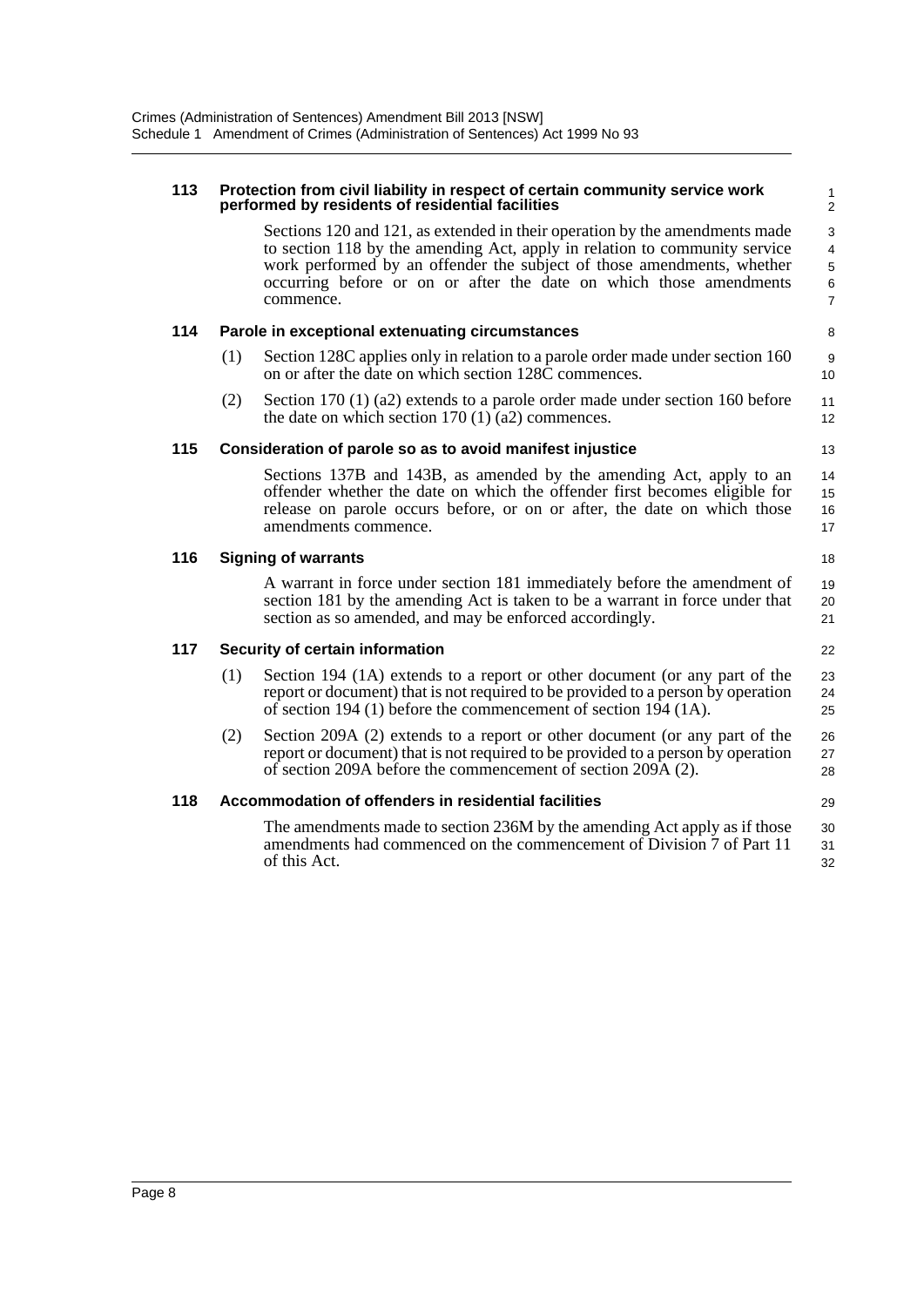**113 Protection from civil liability in respect of certain community service work performed by residents of residential facilities**

Sections 120 and 121, as extended in their operation by the amendments made to section 118 by the amending Act, apply in relation to community service work performed by an offender the subject of those amendments, whether occurring before or on or after the date on which those amendments commence.

**114 Parole in exceptional extenuating circumstances**

(1) Section 128C applies only in relation to a parole order made under section 160 on or after the date on which section 128C commences.

(2) Section 170 (1) (a2) extends to a parole order made under section 160 before the date on which section 170 (1) (a2) commences.

**115 Consideration of parole so as to avoid manifest injustice**

Sections 137B and 143B, as amended by the amending Act, apply to an offender whether the date on which the offender first becomes eligible for release on parole occurs before, or on or after, the date on which those amendments commence.

**116 Signing of warrants**

A warrant in force under section 181 immediately before the amendment of section 181 by the amending Act is taken to be a warrant in force under that section as so amended, and may be enforced accordingly.

**117 Security of certain information**

(1) Section 194 (1A) extends to a report or other document (or any part of the report or document) that is not required to be provided to a person by operation of section 194 (1) before the commencement of section 194 (1A).

(2) Section 209A (2) extends to a report or other document (or any part of the report or document) that is not required to be provided to a person by operation of section 209A before the commencement of section 209A (2).

**118 Accommodation of offenders in residential facilities**

The amendments made to section 236M by the amending Act apply as if those amendments had commenced on the commencement of Division 7 of Part 11 of this Act.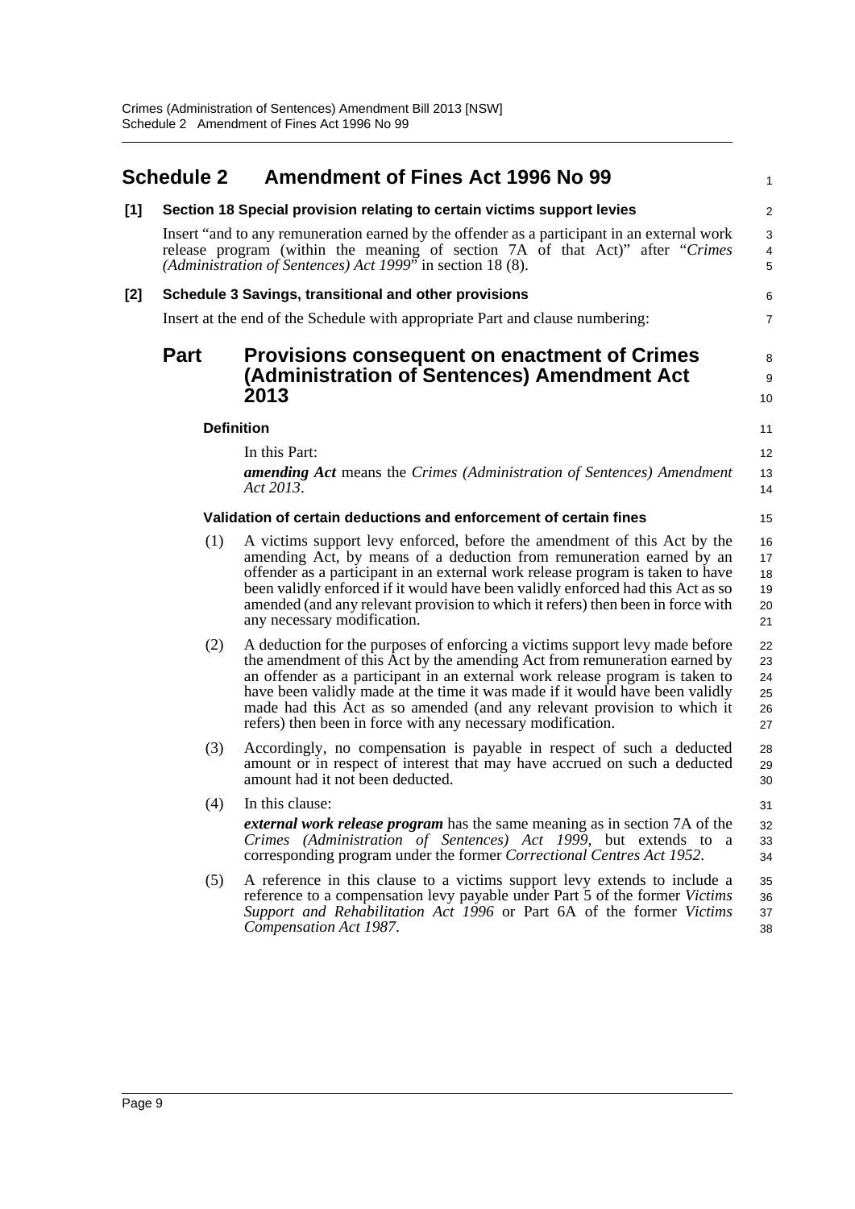## Schedule 2 Amendment of Fines Act 1996 No 99

**[1] Section 18 Special provision relating to certain victims support levies**

Insert "and to any remuneration earned by the offender as a participant in an external work release program (within the meaning of section 7A of that Act)" after "*Crimes (Administration of Sentences) Act 1999*" in section 18 (8).

**[2] Schedule 3 Savings, transitional and other provisions**

Insert at the end of the Schedule with appropriate Part and clause numbering:

### Part Provisions consequent on enactment of Crimes (Administration of Sentences) Amendment Act 2013

**Definition**

In this Part:

***amending Act*** means the *Crimes (Administration of Sentences) Amendment Act 2013*.

**Validation of certain deductions and enforcement of certain fines**

(1) A victims support levy enforced, before the amendment of this Act by the amending Act, by means of a deduction from remuneration earned by an offender as a participant in an external work release program is taken to have been validly enforced if it would have been validly enforced had this Act as so amended (and any relevant provision to which it refers) then been in force with any necessary modification.

(2) A deduction for the purposes of enforcing a victims support levy made before the amendment of this Act by the amending Act from remuneration earned by an offender as a participant in an external work release program is taken to have been validly made at the time it was made if it would have been validly made had this Act as so amended (and any relevant provision to which it refers) then been in force with any necessary modification.

(3) Accordingly, no compensation is payable in respect of such a deducted amount or in respect of interest that may have accrued on such a deducted amount had it not been deducted.

(4) In this clause:

***external work release program*** has the same meaning as in section 7A of the *Crimes (Administration of Sentences) Act 1999*, but extends to a corresponding program under the former *Correctional Centres Act 1952*.

(5) A reference in this clause to a victims support levy extends to include a reference to a compensation levy payable under Part 5 of the former *Victims Support and Rehabilitation Act 1996* or Part 6A of the former *Victims Compensation Act 1987*.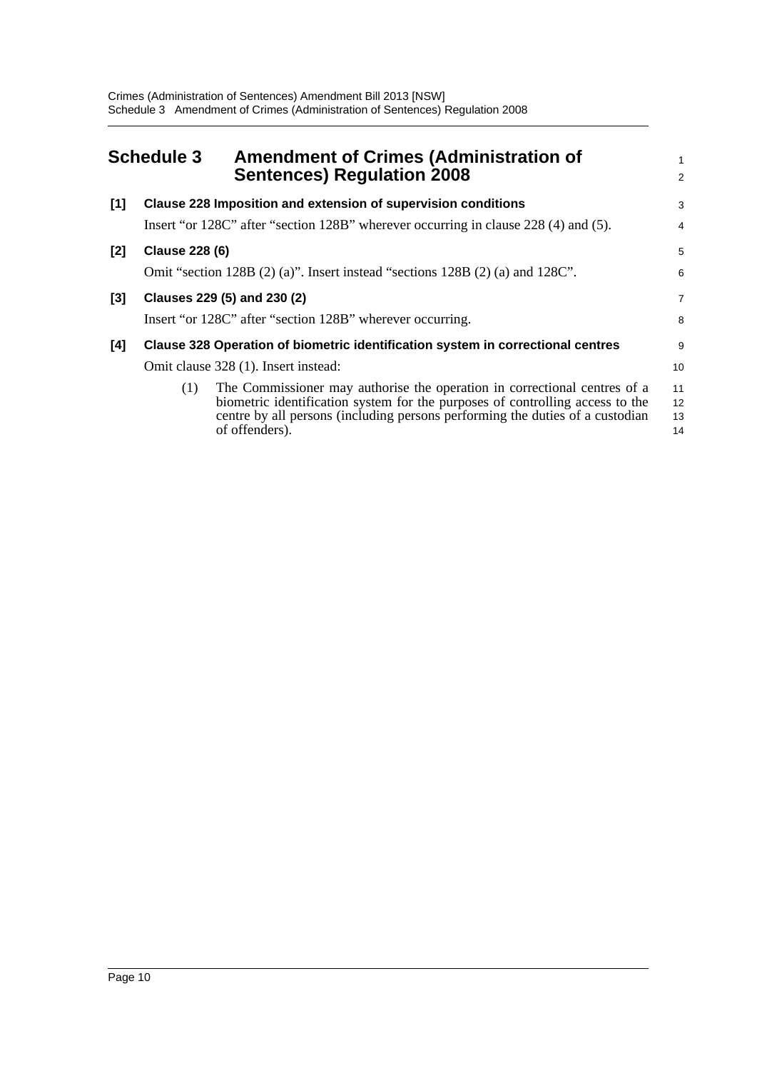## Schedule 3 Amendment of Crimes (Administration of Sentences) Regulation 2008

**[1] Clause 228 Imposition and extension of supervision conditions**

Insert "or 128C" after "section 128B" wherever occurring in clause 228 (4) and (5).

**[2] Clause 228 (6)**

Omit "section 128B (2) (a)". Insert instead "sections 128B (2) (a) and 128C".

**[3] Clauses 229 (5) and 230 (2)**

Insert "or 128C" after "section 128B" wherever occurring.

**[4] Clause 328 Operation of biometric identification system in correctional centres**

Omit clause 328 (1). Insert instead:

(1) The Commissioner may authorise the operation in correctional centres of a biometric identification system for the purposes of controlling access to the centre by all persons (including persons performing the duties of a custodian of offenders).